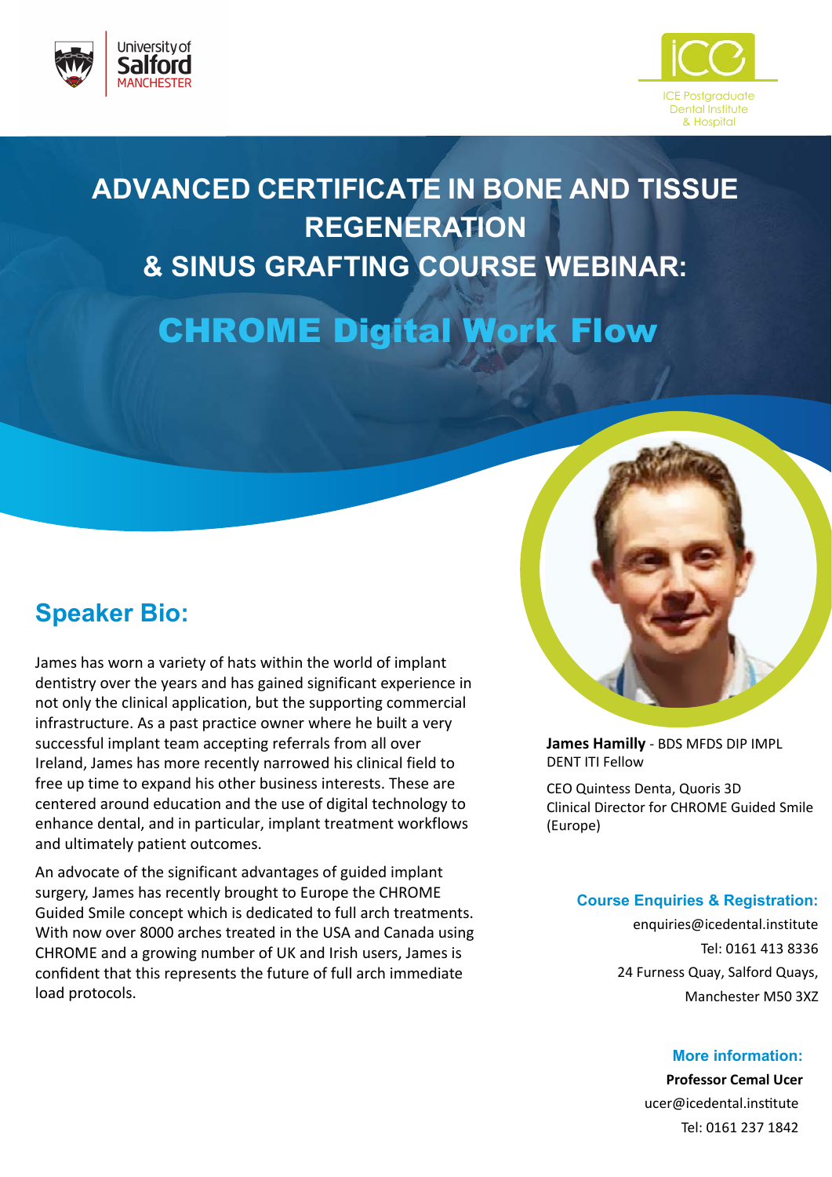University of Salford MANCHESTER

ICE Postgraduate Dental Institute & Hospital

# ADVANCED CERTIFICATE IN BONE AND TISSUE REGENERATION & SINUS GRAFTING COURSE WEBINAR:

## CHROME Digital Work Flow

## Speaker Bio:

James has worn a variety of hats within the world of implant dentistry over the years and has gained significant experience in not only the clinical application, but the supporting commercial infrastructure. As a past practice owner where he built a very successful implant team accepting referrals from all over Ireland, James has more recently narrowed his clinical field to free up time to expand his other business interests. These are centered around education and the use of digital technology to enhance dental, and in particular, implant treatment workflows and ultimately patient outcomes.

An advocate of the significant advantages of guided implant surgery, James has recently brought to Europe the CHROME Guided Smile concept which is dedicated to full arch treatments. With now over 8000 arches treated in the USA and Canada using CHROME and a growing number of UK and Irish users, James is confident that this represents the future of full arch immediate load protocols.

**James Hamilly** - BDS MFDS DIP IMPL DENT ITI Fellow

CEO Quintess Denta, Quoris 3D
Clinical Director for CHROME Guided Smile (Europe)

### Course Enquiries & Registration:

enquiries@icedental.institute
Tel: 0161 413 8336
24 Furness Quay, Salford Quays,
Manchester M50 3XZ

### More information:

**Professor Cemal Ucer**
ucer@icedental.institute
Tel: 0161 237 1842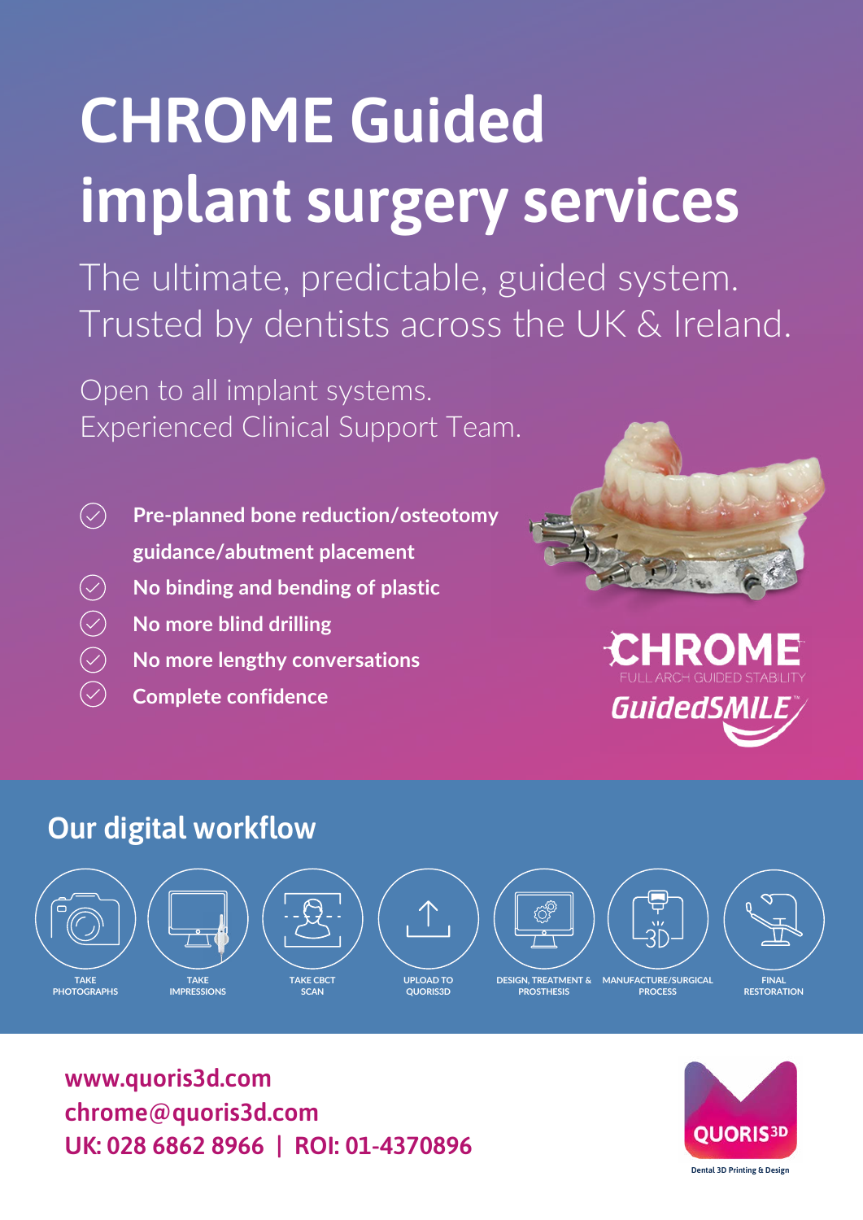# CHROME Guided implant surgery services

The ultimate, predictable, guided system. Trusted by dentists across the UK & Ireland.

Open to all implant systems. Experienced Clinical Support Team.

- **Pre-planned bone reduction/osteotomy guidance/abutment placement**
- **No binding and bending of plastic**
- **No more blind drilling**
- **No more lengthy conversations**
- **Complete confidence**

CHROME
FULL ARCH GUIDED STABILITY
GuidedSMILE™

## Our digital workflow

TAKE PHOTOGRAPHS
TAKE IMPRESSIONS
TAKE CBCT SCAN
UPLOAD TO QUORIS3D
DESIGN, TREATMENT & PROSTHESIS
MANUFACTURE/SURGICAL PROCESS
FINAL RESTORATION

**www.quoris3d.com**
**chrome@quoris3d.com**
**UK: 028 6862 8966 | ROI: 01-4370896**

QUORIS3D
Dental 3D Printing & Design